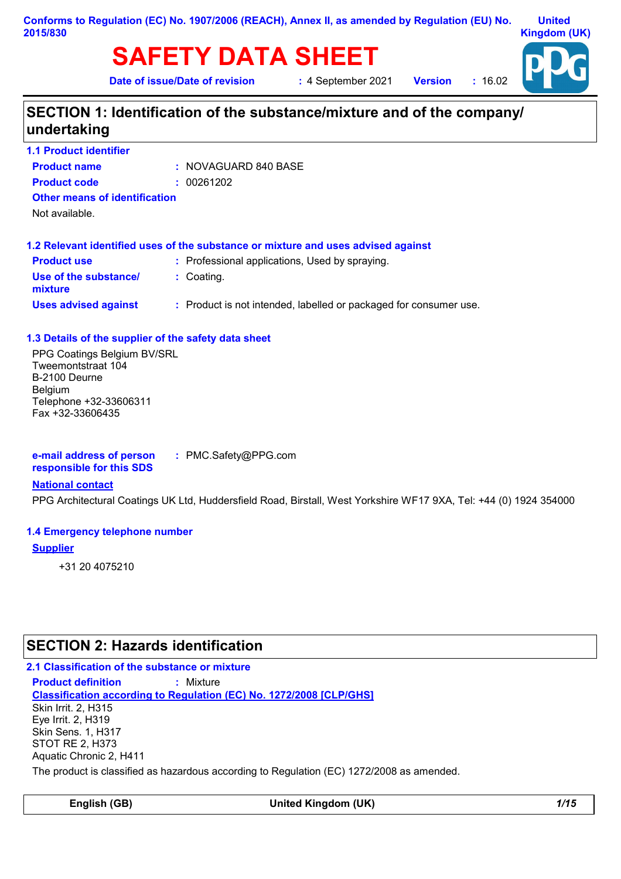Conforms to Regulation (EC) No. 1907/2006 (REACH), Annex II, as amended by Regulation (EU) No. 2015/830

United Kingdom (UK)

# SAFETY DATA SHEET

**Date of issue/Date of revision** : 4 September 2021 **Version** : 16.02

## SECTION 1: Identification of the substance/mixture and of the company/undertaking

### 1.1 Product identifier

**Product name** : NOVAGUARD 840 BASE

**Product code** : 00261202

**Other means of identification**

Not available.

### 1.2 Relevant identified uses of the substance or mixture and uses advised against

**Product use** : Professional applications, Used by spraying.

**Use of the substance/mixture** : Coating.

**Uses advised against** : Product is not intended, labelled or packaged for consumer use.

### 1.3 Details of the supplier of the safety data sheet

PPG Coatings Belgium BV/SRL
Tweemontstraat 104
B-2100 Deurne
Belgium
Telephone +32-33606311
Fax +32-33606435

**e-mail address of person responsible for this SDS** : PMC.Safety@PPG.com

**National contact**

PPG Architectural Coatings UK Ltd, Huddersfield Road, Birstall, West Yorkshire WF17 9XA, Tel: +44 (0) 1924 354000

### 1.4 Emergency telephone number

**Supplier**

+31 20 4075210

## SECTION 2: Hazards identification

### 2.1 Classification of the substance or mixture

**Product definition** : Mixture

**Classification according to Regulation (EC) No. 1272/2008 [CLP/GHS]**

Skin Irrit. 2, H315
Eye Irrit. 2, H319
Skin Sens. 1, H317
STOT RE 2, H373
Aquatic Chronic 2, H411

The product is classified as hazardous according to Regulation (EC) 1272/2008 as amended.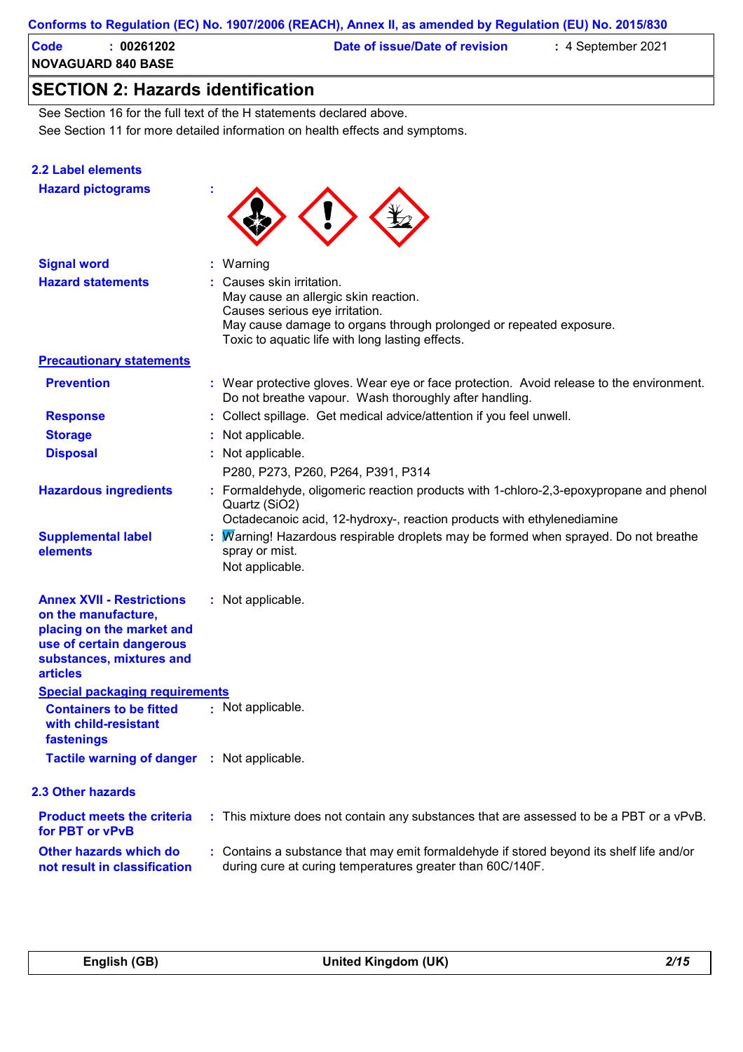Conforms to Regulation (EC) No. 1907/2006 (REACH), Annex II, as amended by Regulation (EU) No. 2015/830

**Code** : 00261202
**NOVAGUARD 840 BASE**

**Date of issue/Date of revision** : 4 September 2021

## SECTION 2: Hazards identification

See Section 16 for the full text of the H statements declared above.

See Section 11 for more detailed information on health effects and symptoms.

### 2.2 Label elements

**Hazard pictograms** :

**Signal word** : Warning

**Hazard statements** : Causes skin irritation.
May cause an allergic skin reaction.
Causes serious eye irritation.
May cause damage to organs through prolonged or repeated exposure.
Toxic to aquatic life with long lasting effects.

**Precautionary statements**

**Prevention** : Wear protective gloves. Wear eye or face protection. Avoid release to the environment. Do not breathe vapour. Wash thoroughly after handling.

**Response** : Collect spillage. Get medical advice/attention if you feel unwell.

**Storage** : Not applicable.

**Disposal** : Not applicable.

P280, P273, P260, P264, P391, P314

**Hazardous ingredients** : Formaldehyde, oligomeric reaction products with 1-chloro-2,3-epoxypropane and phenol
Quartz ($SiO_2$)
Octadecanoic acid, 12-hydroxy-, reaction products with ethylenediamine

**Supplemental label elements** : Warning! Hazardous respirable droplets may be formed when sprayed. Do not breathe spray or mist.
Not applicable.

**Annex XVII - Restrictions on the manufacture, placing on the market and use of certain dangerous substances, mixtures and articles** : Not applicable.

**Special packaging requirements**

**Containers to be fitted with child-resistant fastenings** : Not applicable.

**Tactile warning of danger** : Not applicable.

### 2.3 Other hazards

**Product meets the criteria for PBT or vPvB** : This mixture does not contain any substances that are assessed to be a PBT or a vPvB.

**Other hazards which do not result in classification** : Contains a substance that may emit formaldehyde if stored beyond its shelf life and/or during cure at curing temperatures greater than 60C/140F.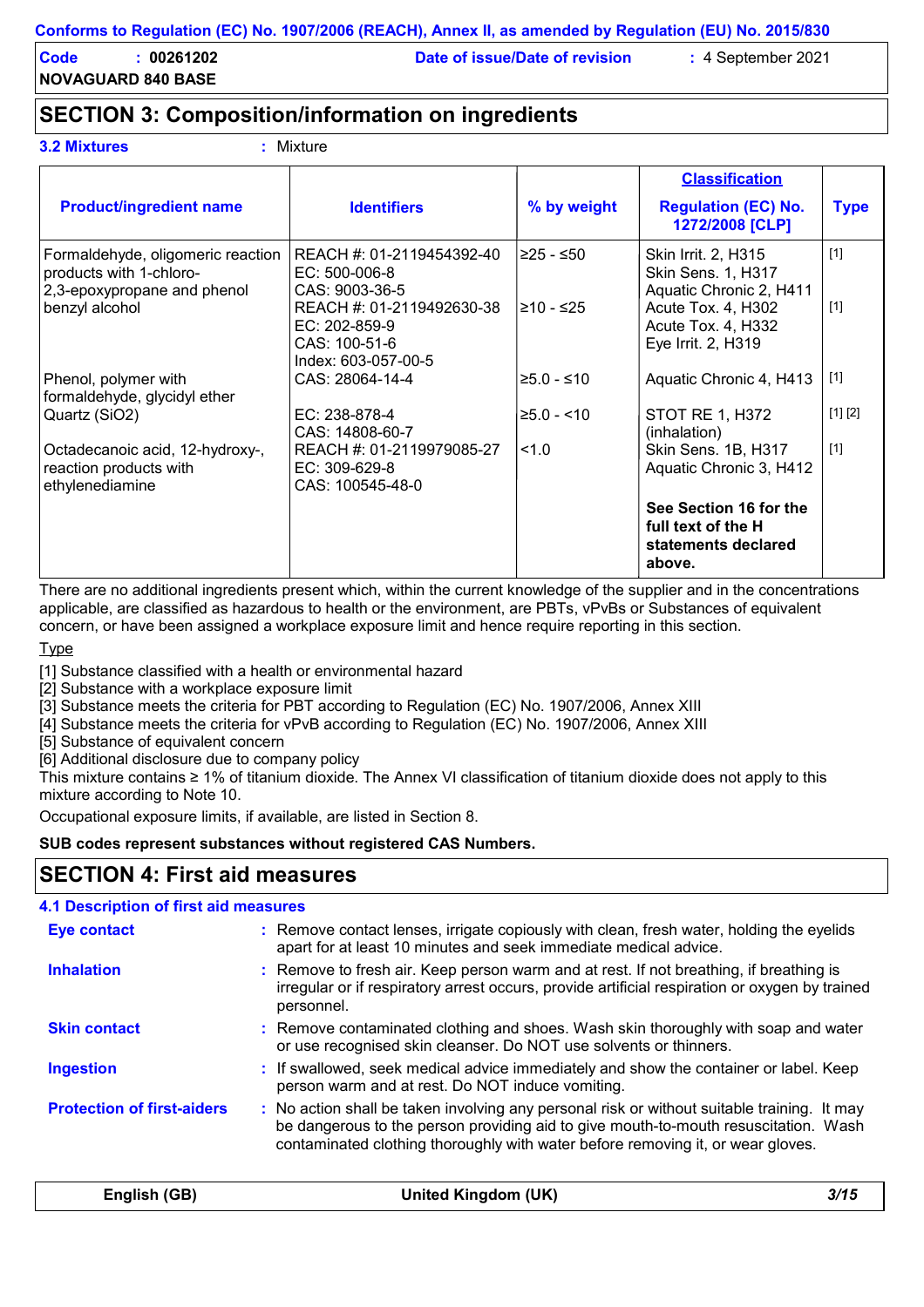Conforms to Regulation (EC) No. 1907/2006 (REACH), Annex II, as amended by Regulation (EU) No. 2015/830

**Code** : 00261202
**Date of issue/Date of revision** : 4 September 2021
**NOVAGUARD 840 BASE**

## SECTION 3: Composition/information on ingredients

**3.2 Mixtures** : Mixture

| Product/ingredient name | Identifiers | % by weight | Classification Regulation (EC) No. 1272/2008 [CLP] | Type |
|---|---|---|---|---|
| Formaldehyde, oligomeric reaction products with 1-chloro-2,3-epoxypropane and phenol | REACH #: 01-2119454392-40<br>EC: 500-006-8<br>CAS: 9003-36-5 | ≥25 - ≤50 | Skin Irrit. 2, H315<br>Skin Sens. 1, H317<br>Aquatic Chronic 2, H411 | [1] |
| benzyl alcohol | REACH #: 01-2119492630-38<br>EC: 202-859-9<br>CAS: 100-51-6<br>Index: 603-057-00-5 | ≥10 - ≤25 | Acute Tox. 4, H302<br>Acute Tox. 4, H332<br>Eye Irrit. 2, H319 | [1] |
| Phenol, polymer with formaldehyde, glycidyl ether | CAS: 28064-14-4 | ≥5.0 - ≤10 | Aquatic Chronic 4, H413 | [1] |
| Quartz (SiO2) | EC: 238-878-4<br>CAS: 14808-60-7 | ≥5.0 - <10 | STOT RE 1, H372 (inhalation) | [1] [2] |
| Octadecanoic acid, 12-hydroxy-, reaction products with ethylenediamine | REACH #: 01-2119979085-27<br>EC: 309-629-8<br>CAS: 100545-48-0 | <1.0 | Skin Sens. 1B, H317<br>Aquatic Chronic 3, H412 | [1] |
| | | | **See Section 16 for the full text of the H statements declared above.** | |

There are no additional ingredients present which, within the current knowledge of the supplier and in the concentrations applicable, are classified as hazardous to health or the environment, are PBTs, vPvBs or Substances of equivalent concern, or have been assigned a workplace exposure limit and hence require reporting in this section.

Type

[1] Substance classified with a health or environmental hazard
[2] Substance with a workplace exposure limit
[3] Substance meets the criteria for PBT according to Regulation (EC) No. 1907/2006, Annex XIII
[4] Substance meets the criteria for vPvB according to Regulation (EC) No. 1907/2006, Annex XIII
[5] Substance of equivalent concern
[6] Additional disclosure due to company policy

This mixture contains ≥ 1% of titanium dioxide. The Annex VI classification of titanium dioxide does not apply to this mixture according to Note 10.

Occupational exposure limits, if available, are listed in Section 8.

**SUB codes represent substances without registered CAS Numbers.**

## SECTION 4: First aid measures

### 4.1 Description of first aid measures

**Eye contact** : Remove contact lenses, irrigate copiously with clean, fresh water, holding the eyelids apart for at least 10 minutes and seek immediate medical advice.

**Inhalation** : Remove to fresh air. Keep person warm and at rest. If not breathing, if breathing is irregular or if respiratory arrest occurs, provide artificial respiration or oxygen by trained personnel.

**Skin contact** : Remove contaminated clothing and shoes. Wash skin thoroughly with soap and water or use recognised skin cleanser. Do NOT use solvents or thinners.

**Ingestion** : If swallowed, seek medical advice immediately and show the container or label. Keep person warm and at rest. Do NOT induce vomiting.

**Protection of first-aiders** : No action shall be taken involving any personal risk or without suitable training. It may be dangerous to the person providing aid to give mouth-to-mouth resuscitation. Wash contaminated clothing thoroughly with water before removing it, or wear gloves.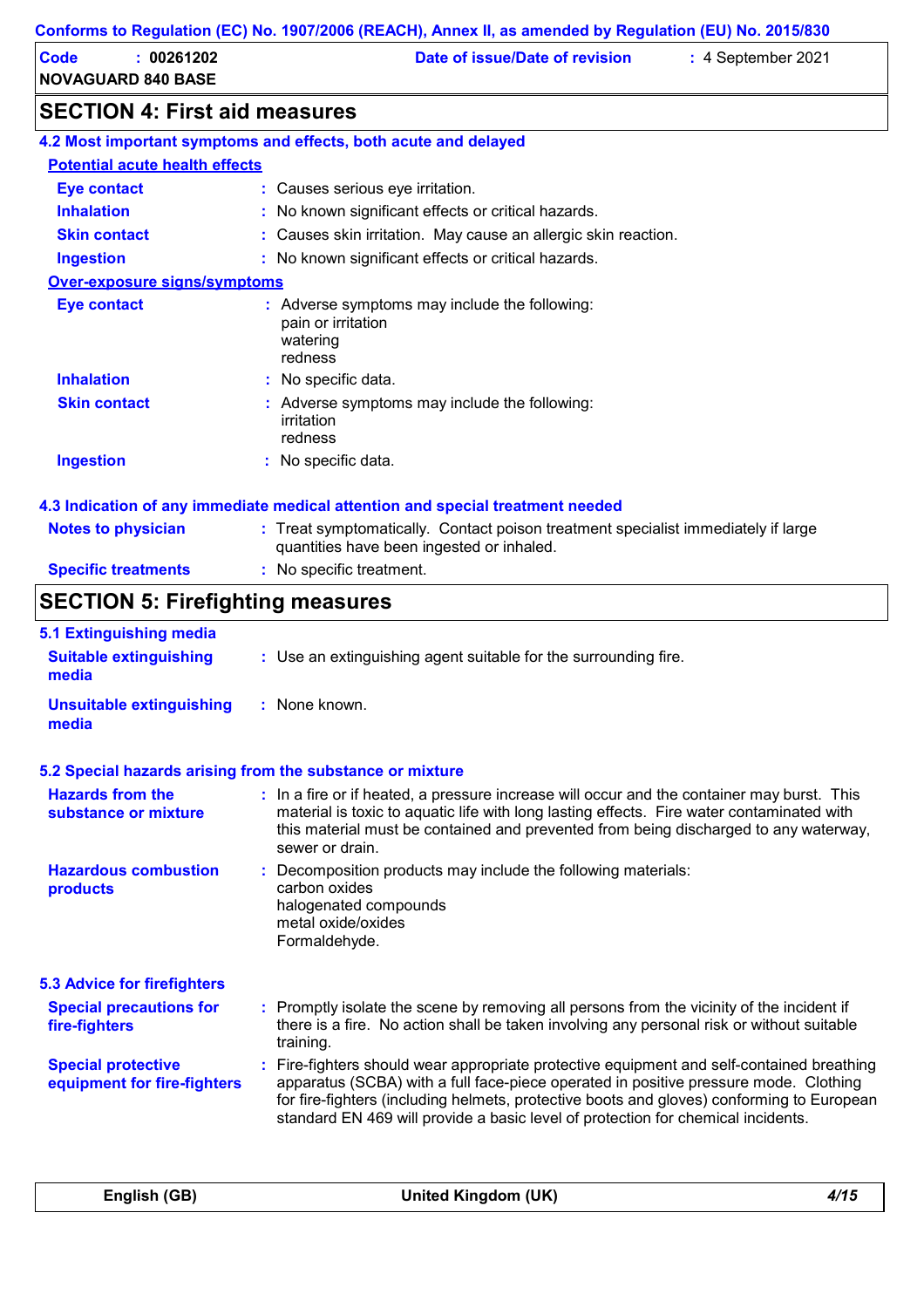## SECTION 4: First aid measures

### 4.2 Most important symptoms and effects, both acute and delayed

**Potential acute health effects**

| | |
|---|---|
| **Eye contact** | : Causes serious eye irritation. |
| **Inhalation** | : No known significant effects or critical hazards. |
| **Skin contact** | : Causes skin irritation. May cause an allergic skin reaction. |
| **Ingestion** | : No known significant effects or critical hazards. |

**Over-exposure signs/symptoms**

| | |
|---|---|
| **Eye contact** | : Adverse symptoms may include the following:<br>pain or irritation<br>watering<br>redness |
| **Inhalation** | : No specific data. |
| **Skin contact** | : Adverse symptoms may include the following:<br>irritation<br>redness |
| **Ingestion** | : No specific data. |

### 4.3 Indication of any immediate medical attention and special treatment needed

| | |
|---|---|
| **Notes to physician** | : Treat symptomatically. Contact poison treatment specialist immediately if large quantities have been ingested or inhaled. |
| **Specific treatments** | : No specific treatment. |

## SECTION 5: Firefighting measures

### 5.1 Extinguishing media

| | |
|---|---|
| **Suitable extinguishing media** | : Use an extinguishing agent suitable for the surrounding fire. |
| **Unsuitable extinguishing media** | : None known. |

### 5.2 Special hazards arising from the substance or mixture

| | |
|---|---|
| **Hazards from the substance or mixture** | : In a fire or if heated, a pressure increase will occur and the container may burst. This material is toxic to aquatic life with long lasting effects. Fire water contaminated with this material must be contained and prevented from being discharged to any waterway, sewer or drain. |
| **Hazardous combustion products** | : Decomposition products may include the following materials:<br>carbon oxides<br>halogenated compounds<br>metal oxide/oxides<br>Formaldehyde. |

### 5.3 Advice for firefighters

| | |
|---|---|
| **Special precautions for fire-fighters** | : Promptly isolate the scene by removing all persons from the vicinity of the incident if there is a fire. No action shall be taken involving any personal risk or without suitable training. |
| **Special protective equipment for fire-fighters** | : Fire-fighters should wear appropriate protective equipment and self-contained breathing apparatus (SCBA) with a full face-piece operated in positive pressure mode. Clothing for fire-fighters (including helmets, protective boots and gloves) conforming to European standard EN 469 will provide a basic level of protection for chemical incidents. |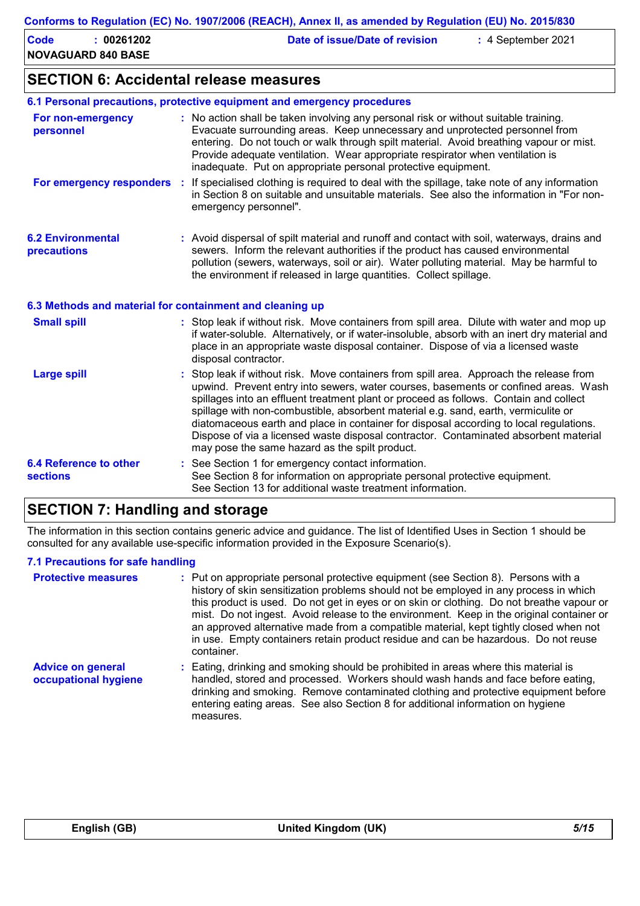## SECTION 6: Accidental release measures

### 6.1 Personal precautions, protective equipment and emergency procedures

**For non-emergency personnel** : No action shall be taken involving any personal risk or without suitable training. Evacuate surrounding areas. Keep unnecessary and unprotected personnel from entering. Do not touch or walk through spilt material. Avoid breathing vapour or mist. Provide adequate ventilation. Wear appropriate respirator when ventilation is inadequate. Put on appropriate personal protective equipment.

**For emergency responders** : If specialised clothing is required to deal with the spillage, take note of any information in Section 8 on suitable and unsuitable materials. See also the information in "For non-emergency personnel".

**6.2 Environmental precautions** : Avoid dispersal of spilt material and runoff and contact with soil, waterways, drains and sewers. Inform the relevant authorities if the product has caused environmental pollution (sewers, waterways, soil or air). Water polluting material. May be harmful to the environment if released in large quantities. Collect spillage.

### 6.3 Methods and material for containment and cleaning up

**Small spill** : Stop leak if without risk. Move containers from spill area. Dilute with water and mop up if water-soluble. Alternatively, or if water-insoluble, absorb with an inert dry material and place in an appropriate waste disposal container. Dispose of via a licensed waste disposal contractor.

**Large spill** : Stop leak if without risk. Move containers from spill area. Approach the release from upwind. Prevent entry into sewers, water courses, basements or confined areas. Wash spillages into an effluent treatment plant or proceed as follows. Contain and collect spillage with non-combustible, absorbent material e.g. sand, earth, vermiculite or diatomaceous earth and place in container for disposal according to local regulations. Dispose of via a licensed waste disposal contractor. Contaminated absorbent material may pose the same hazard as the spilt product.

**6.4 Reference to other sections** : See Section 1 for emergency contact information.
See Section 8 for information on appropriate personal protective equipment.
See Section 13 for additional waste treatment information.

## SECTION 7: Handling and storage

The information in this section contains generic advice and guidance. The list of Identified Uses in Section 1 should be consulted for any available use-specific information provided in the Exposure Scenario(s).

### 7.1 Precautions for safe handling

**Protective measures** : Put on appropriate personal protective equipment (see Section 8). Persons with a history of skin sensitization problems should not be employed in any process in which this product is used. Do not get in eyes or on skin or clothing. Do not breathe vapour or mist. Do not ingest. Avoid release to the environment. Keep in the original container or an approved alternative made from a compatible material, kept tightly closed when not in use. Empty containers retain product residue and can be hazardous. Do not reuse container.

**Advice on general occupational hygiene** : Eating, drinking and smoking should be prohibited in areas where this material is handled, stored and processed. Workers should wash hands and face before eating, drinking and smoking. Remove contaminated clothing and protective equipment before entering eating areas. See also Section 8 for additional information on hygiene measures.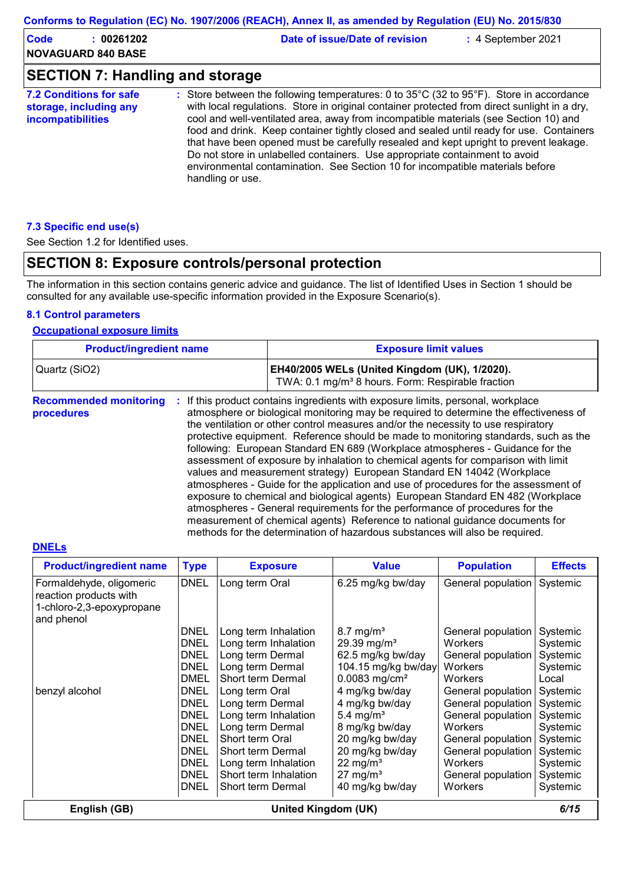Conforms to Regulation (EC) No. 1907/2006 (REACH), Annex II, as amended by Regulation (EU) No. 2015/830

**Code** : 00261202 **Date of issue/Date of revision** : 4 September 2021

**NOVAGUARD 840 BASE**

## SECTION 7: Handling and storage

**7.2 Conditions for safe storage, including any incompatibilities** : Store between the following temperatures: 0 to 35°C (32 to 95°F). Store in accordance with local regulations. Store in original container protected from direct sunlight in a dry, cool and well-ventilated area, away from incompatible materials (see Section 10) and food and drink. Keep container tightly closed and sealed until ready for use. Containers that have been opened must be carefully resealed and kept upright to prevent leakage. Do not store in unlabelled containers. Use appropriate containment to avoid environmental contamination. See Section 10 for incompatible materials before handling or use.

**7.3 Specific end use(s)**

See Section 1.2 for Identified uses.

## SECTION 8: Exposure controls/personal protection

The information in this section contains generic advice and guidance. The list of Identified Uses in Section 1 should be consulted for any available use-specific information provided in the Exposure Scenario(s).

**8.1 Control parameters**

**Occupational exposure limits**

| Product/ingredient name | Exposure limit values |
|---|---|
| Quartz ($SiO_2$) | **EH40/2005 WELs (United Kingdom (UK), 1/2020).** TWA: 0.1 mg/m³ 8 hours. Form: Respirable fraction |

**Recommended monitoring procedures** : If this product contains ingredients with exposure limits, personal, workplace atmosphere or biological monitoring may be required to determine the effectiveness of the ventilation or other control measures and/or the necessity to use respiratory protective equipment. Reference should be made to monitoring standards, such as the following: European Standard EN 689 (Workplace atmospheres - Guidance for the assessment of exposure by inhalation to chemical agents for comparison with limit values and measurement strategy) European Standard EN 14042 (Workplace atmospheres - Guide for the application and use of procedures for the assessment of exposure to chemical and biological agents) European Standard EN 482 (Workplace atmospheres - General requirements for the performance of procedures for the measurement of chemical agents) Reference to national guidance documents for methods for the determination of hazardous substances will also be required.

**DNELs**

| Product/ingredient name | Type | Exposure | Value | Population | Effects |
|---|---|---|---|---|---|
| Formaldehyde, oligomeric reaction products with 1-chloro-2,3-epoxypropane and phenol | DNEL | Long term Oral | 6.25 mg/kg bw/day | General population | Systemic |
| | DNEL | Long term Inhalation | 8.7 mg/m³ | General population | Systemic |
| | DNEL | Long term Inhalation | 29.39 mg/m³ | Workers | Systemic |
| | DNEL | Long term Dermal | 62.5 mg/kg bw/day | General population | Systemic |
| | DNEL | Long term Dermal | 104.15 mg/kg bw/day | Workers | Systemic |
| | DMEL | Short term Dermal | 0.0083 mg/cm² | Workers | Local |
| benzyl alcohol | DNEL | Long term Oral | 4 mg/kg bw/day | General population | Systemic |
| | DNEL | Long term Dermal | 4 mg/kg bw/day | General population | Systemic |
| | DNEL | Long term Inhalation | 5.4 mg/m³ | General population | Systemic |
| | DNEL | Long term Dermal | 8 mg/kg bw/day | Workers | Systemic |
| | DNEL | Short term Oral | 20 mg/kg bw/day | General population | Systemic |
| | DNEL | Short term Dermal | 20 mg/kg bw/day | General population | Systemic |
| | DNEL | Long term Inhalation | 22 mg/m³ | Workers | Systemic |
| | DNEL | Short term Inhalation | 27 mg/m³ | General population | Systemic |
| | DNEL | Short term Dermal | 40 mg/kg bw/day | Workers | Systemic |

English (GB) United Kingdom (UK)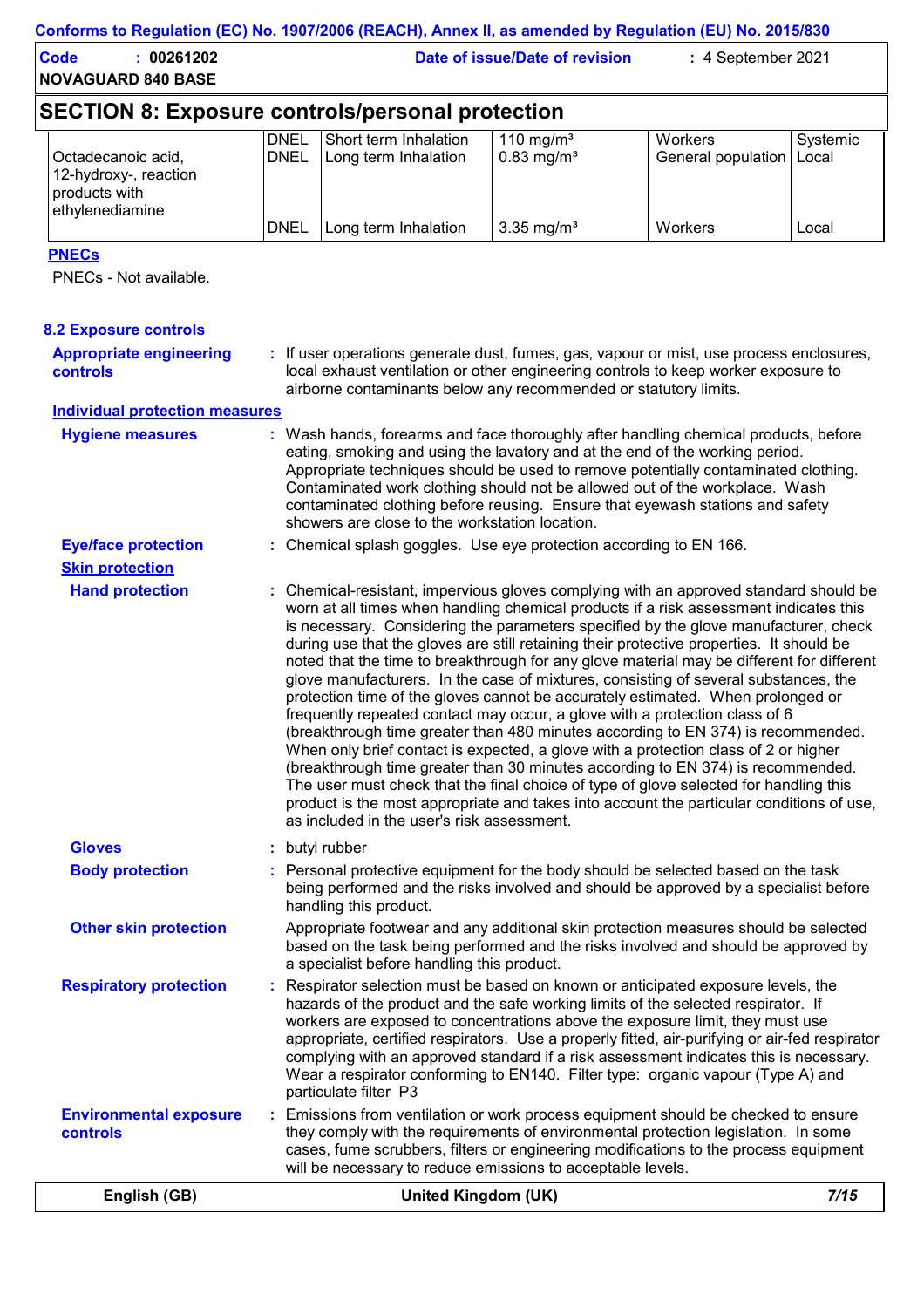## SECTION 8: Exposure controls/personal protection

| | | | | | |
|---|---|---|---|---|---|
| Octadecanoic acid, 12-hydroxy-, reaction products with ethylenediamine | DNEL | Short term Inhalation | 110 mg/m³ | Workers | Systemic |
| | DNEL | Long term Inhalation | 0.83 mg/m³ | General population | Local |
| | DNEL | Long term Inhalation | 3.35 mg/m³ | Workers | Local |

**PNECs**

PNECs - Not available.

### 8.2 Exposure controls

**Appropriate engineering controls** : If user operations generate dust, fumes, gas, vapour or mist, use process enclosures, local exhaust ventilation or other engineering controls to keep worker exposure to airborne contaminants below any recommended or statutory limits.

**Individual protection measures**

**Hygiene measures** : Wash hands, forearms and face thoroughly after handling chemical products, before eating, smoking and using the lavatory and at the end of the working period. Appropriate techniques should be used to remove potentially contaminated clothing. Contaminated work clothing should not be allowed out of the workplace. Wash contaminated clothing before reusing. Ensure that eyewash stations and safety showers are close to the workstation location.

**Eye/face protection** : Chemical splash goggles. Use eye protection according to EN 166.

**Skin protection**

**Hand protection** : Chemical-resistant, impervious gloves complying with an approved standard should be worn at all times when handling chemical products if a risk assessment indicates this is necessary. Considering the parameters specified by the glove manufacturer, check during use that the gloves are still retaining their protective properties. It should be noted that the time to breakthrough for any glove material may be different for different glove manufacturers. In the case of mixtures, consisting of several substances, the protection time of the gloves cannot be accurately estimated. When prolonged or frequently repeated contact may occur, a glove with a protection class of 6 (breakthrough time greater than 480 minutes according to EN 374) is recommended. When only brief contact is expected, a glove with a protection class of 2 or higher (breakthrough time greater than 30 minutes according to EN 374) is recommended. The user must check that the final choice of type of glove selected for handling this product is the most appropriate and takes into account the particular conditions of use, as included in the user's risk assessment.

**Gloves** : butyl rubber

**Body protection** : Personal protective equipment for the body should be selected based on the task being performed and the risks involved and should be approved by a specialist before handling this product.

**Other skin protection** Appropriate footwear and any additional skin protection measures should be selected based on the task being performed and the risks involved and should be approved by a specialist before handling this product.

**Respiratory protection** : Respirator selection must be based on known or anticipated exposure levels, the hazards of the product and the safe working limits of the selected respirator. If workers are exposed to concentrations above the exposure limit, they must use appropriate, certified respirators. Use a properly fitted, air-purifying or air-fed respirator complying with an approved standard if a risk assessment indicates this is necessary. Wear a respirator conforming to EN140. Filter type: organic vapour (Type A) and particulate filter P3

**Environmental exposure controls** : Emissions from ventilation or work process equipment should be checked to ensure they comply with the requirements of environmental protection legislation. In some cases, fume scrubbers, filters or engineering modifications to the process equipment will be necessary to reduce emissions to acceptable levels.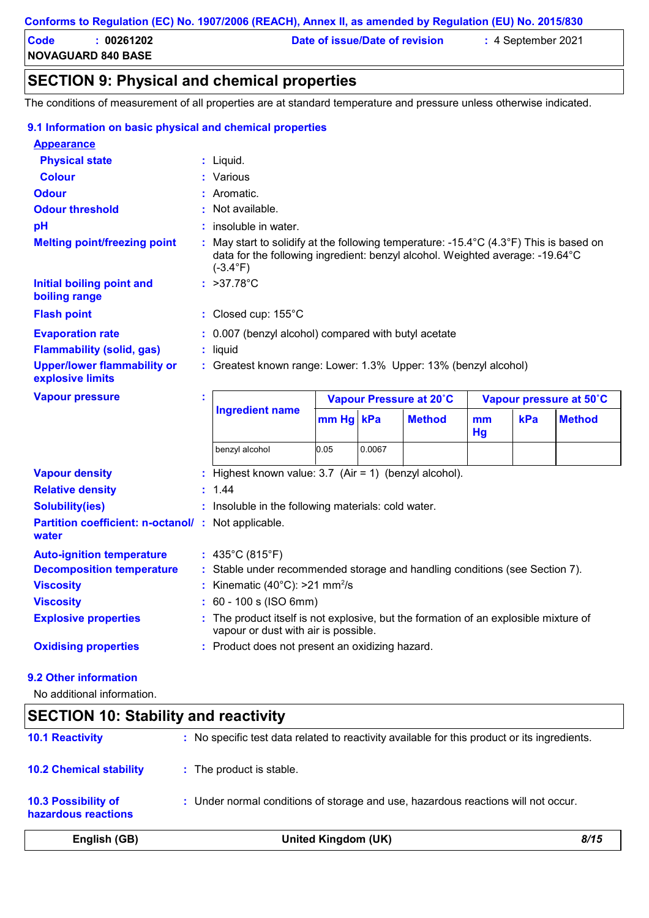## SECTION 9: Physical and chemical properties

The conditions of measurement of all properties are at standard temperature and pressure unless otherwise indicated.

### 9.1 Information on basic physical and chemical properties

**Appearance**

| | |
|---|---|
| **Physical state** | : Liquid. |
| **Colour** | : Various |
| **Odour** | : Aromatic. |
| **Odour threshold** | : Not available. |
| **pH** | : insoluble in water. |
| **Melting point/freezing point** | : May start to solidify at the following temperature: -15.4°C (4.3°F) This is based on data for the following ingredient: benzyl alcohol. Weighted average: -19.64°C (-3.4°F) |
| **Initial boiling point and boiling range** | : >37.78°C |
| **Flash point** | : Closed cup: 155°C |
| **Evaporation rate** | : 0.007 (benzyl alcohol) compared with butyl acetate |
| **Flammability (solid, gas)** | : liquid |
| **Upper/lower flammability or explosive limits** | : Greatest known range: Lower: 1.3% Upper: 13% (benzyl alcohol) |

**Vapour pressure** :

| Ingredient name | Vapour Pressure at 20˚C | | | Vapour pressure at 50˚C | | |
|---|---|---|---|---|---|---|
| | mm Hg | kPa | Method | mm Hg | kPa | Method |
| benzyl alcohol | 0.05 | 0.0067 | | | | |

| | |
|---|---|
| **Vapour density** | : Highest known value: 3.7 (Air = 1) (benzyl alcohol). |
| **Relative density** | : 1.44 |
| **Solubility(ies)** | : Insoluble in the following materials: cold water. |
| **Partition coefficient: n-octanol/ water** | : Not applicable. |
| **Auto-ignition temperature** | : 435°C (815°F) |
| **Decomposition temperature** | : Stable under recommended storage and handling conditions (see Section 7). |
| **Viscosity** | : Kinematic (40°C): >21 $mm^2/s$ |
| **Viscosity** | : 60 - 100 s (ISO 6mm) |
| **Explosive properties** | : The product itself is not explosive, but the formation of an explosible mixture of vapour or dust with air is possible. |
| **Oxidising properties** | : Product does not present an oxidizing hazard. |

### 9.2 Other information

No additional information.

## SECTION 10: Stability and reactivity

| | |
|---|---|
| **10.1 Reactivity** | : No specific test data related to reactivity available for this product or its ingredients. |
| **10.2 Chemical stability** | : The product is stable. |
| **10.3 Possibility of hazardous reactions** | : Under normal conditions of storage and use, hazardous reactions will not occur. |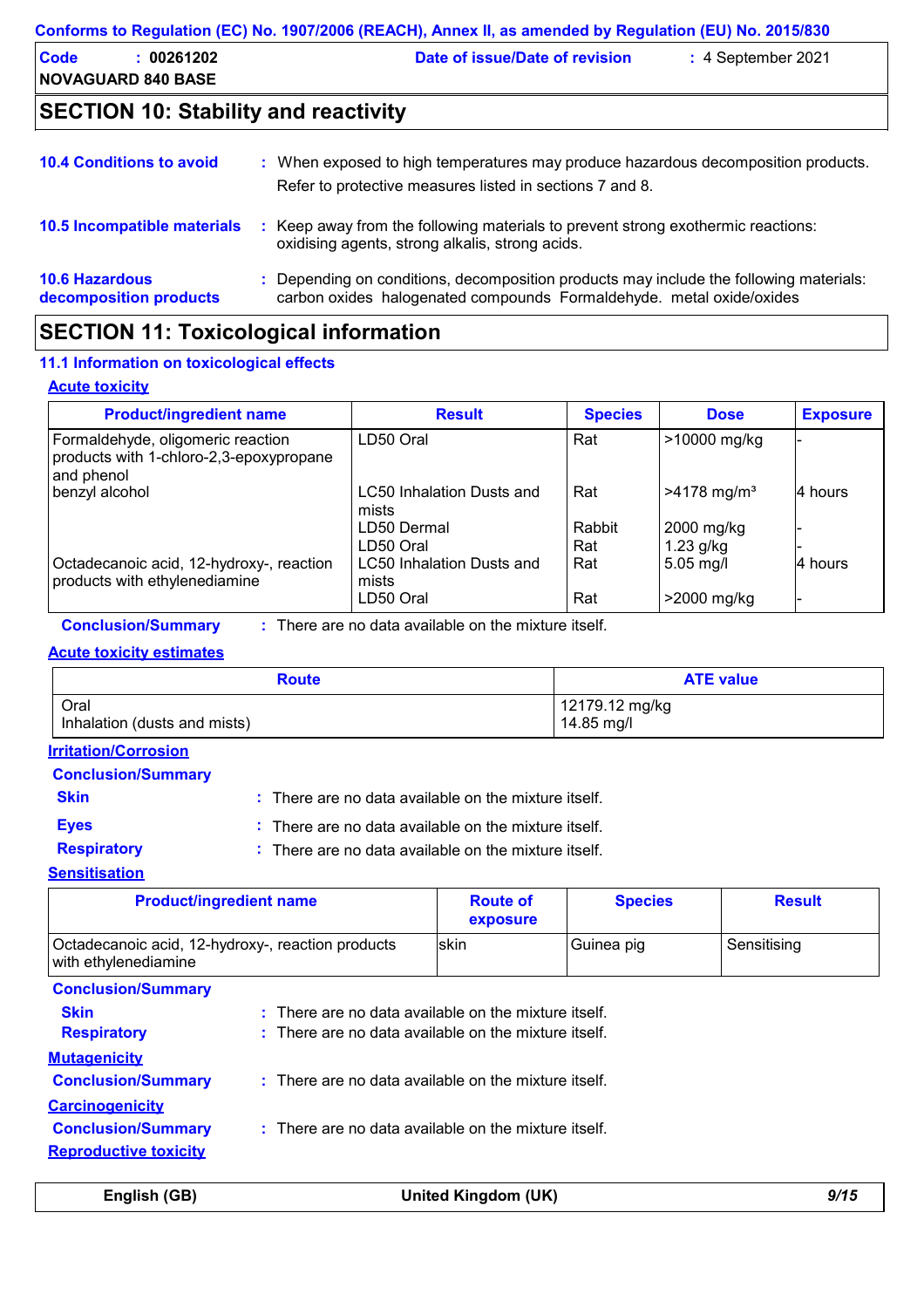## SECTION 10: Stability and reactivity

**10.4 Conditions to avoid** : When exposed to high temperatures may produce hazardous decomposition products. Refer to protective measures listed in sections 7 and 8.

**10.5 Incompatible materials** : Keep away from the following materials to prevent strong exothermic reactions: oxidising agents, strong alkalis, strong acids.

**10.6 Hazardous decomposition products** : Depending on conditions, decomposition products may include the following materials: carbon oxides halogenated compounds Formaldehyde. metal oxide/oxides

## SECTION 11: Toxicological information

### 11.1 Information on toxicological effects

**Acute toxicity**

| Product/ingredient name | Result | Species | Dose | Exposure |
|---|---|---|---|---|
| Formaldehyde, oligomeric reaction products with 1-chloro-2,3-epoxypropane and phenol | LD50 Oral | Rat | >10000 mg/kg | - |
| benzyl alcohol | LC50 Inhalation Dusts and mists | Rat | >4178 mg/m³ | 4 hours |
| | LD50 Dermal | Rabbit | 2000 mg/kg | - |
| | LD50 Oral | Rat | 1.23 g/kg | - |
| Octadecanoic acid, 12-hydroxy-, reaction products with ethylenediamine | LC50 Inhalation Dusts and mists | Rat | 5.05 mg/l | 4 hours |
| | LD50 Oral | Rat | >2000 mg/kg | - |

**Conclusion/Summary** : There are no data available on the mixture itself.

**Acute toxicity estimates**

| Route | ATE value |
|---|---|
| Oral | 12179.12 mg/kg |
| Inhalation (dusts and mists) | 14.85 mg/l |

**Irritation/Corrosion**

**Conclusion/Summary**

**Skin** : There are no data available on the mixture itself.

**Eyes** : There are no data available on the mixture itself.

**Respiratory** : There are no data available on the mixture itself.

**Sensitisation**

| Product/ingredient name | Route of exposure | Species | Result |
|---|---|---|---|
| Octadecanoic acid, 12-hydroxy-, reaction products with ethylenediamine | skin | Guinea pig | Sensitising |

**Conclusion/Summary**

**Skin** : There are no data available on the mixture itself.

**Respiratory** : There are no data available on the mixture itself.

**Mutagenicity**

**Conclusion/Summary** : There are no data available on the mixture itself.

**Carcinogenicity**

**Conclusion/Summary** : There are no data available on the mixture itself.

**Reproductive toxicity**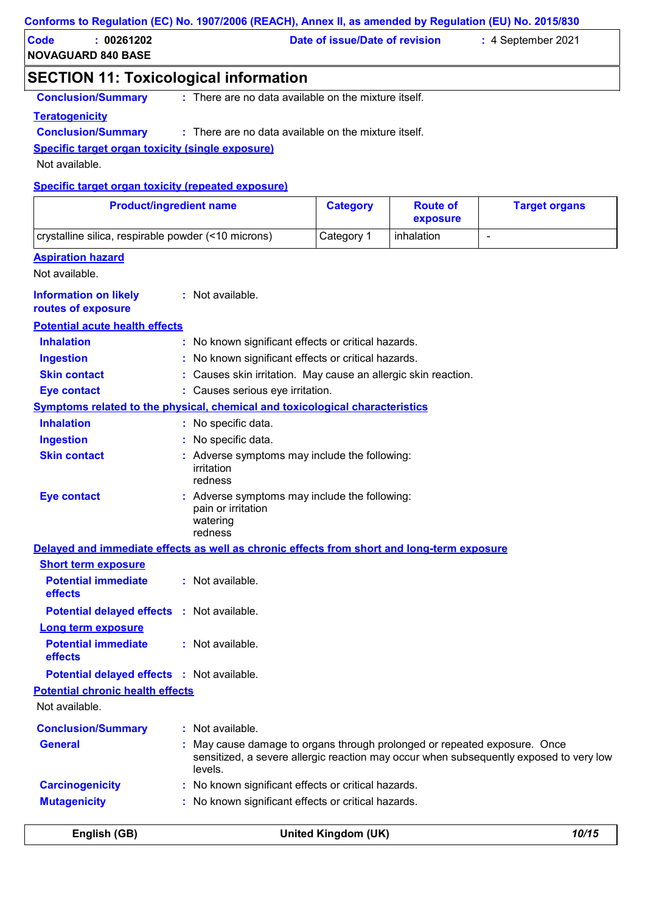## SECTION 11: Toxicological information

**Conclusion/Summary** : There are no data available on the mixture itself.

**Teratogenicity**

**Conclusion/Summary** : There are no data available on the mixture itself.

**Specific target organ toxicity (single exposure)**

Not available.

**Specific target organ toxicity (repeated exposure)**

| Product/ingredient name | Category | Route of exposure | Target organs |
|---|---|---|---|
| crystalline silica, respirable powder (<10 microns) | Category 1 | inhalation | - |

**Aspiration hazard**

Not available.

**Information on likely routes of exposure** : Not available.

**Potential acute health effects**

**Inhalation** : No known significant effects or critical hazards.

**Ingestion** : No known significant effects or critical hazards.

**Skin contact** : Causes skin irritation. May cause an allergic skin reaction.

**Eye contact** : Causes serious eye irritation.

**Symptoms related to the physical, chemical and toxicological characteristics**

**Inhalation** : No specific data.

**Ingestion** : No specific data.

**Skin contact** : Adverse symptoms may include the following:
irritation
redness

**Eye contact** : Adverse symptoms may include the following:
pain or irritation
watering
redness

**Delayed and immediate effects as well as chronic effects from short and long-term exposure**

**Short term exposure**

**Potential immediate effects** : Not available.

**Potential delayed effects** : Not available.

**Long term exposure**

**Potential immediate effects** : Not available.

**Potential delayed effects** : Not available.

**Potential chronic health effects**

Not available.

**Conclusion/Summary** : Not available.

**General** : May cause damage to organs through prolonged or repeated exposure. Once sensitized, a severe allergic reaction may occur when subsequently exposed to very low levels.

**Carcinogenicity** : No known significant effects or critical hazards.

**Mutagenicity** : No known significant effects or critical hazards.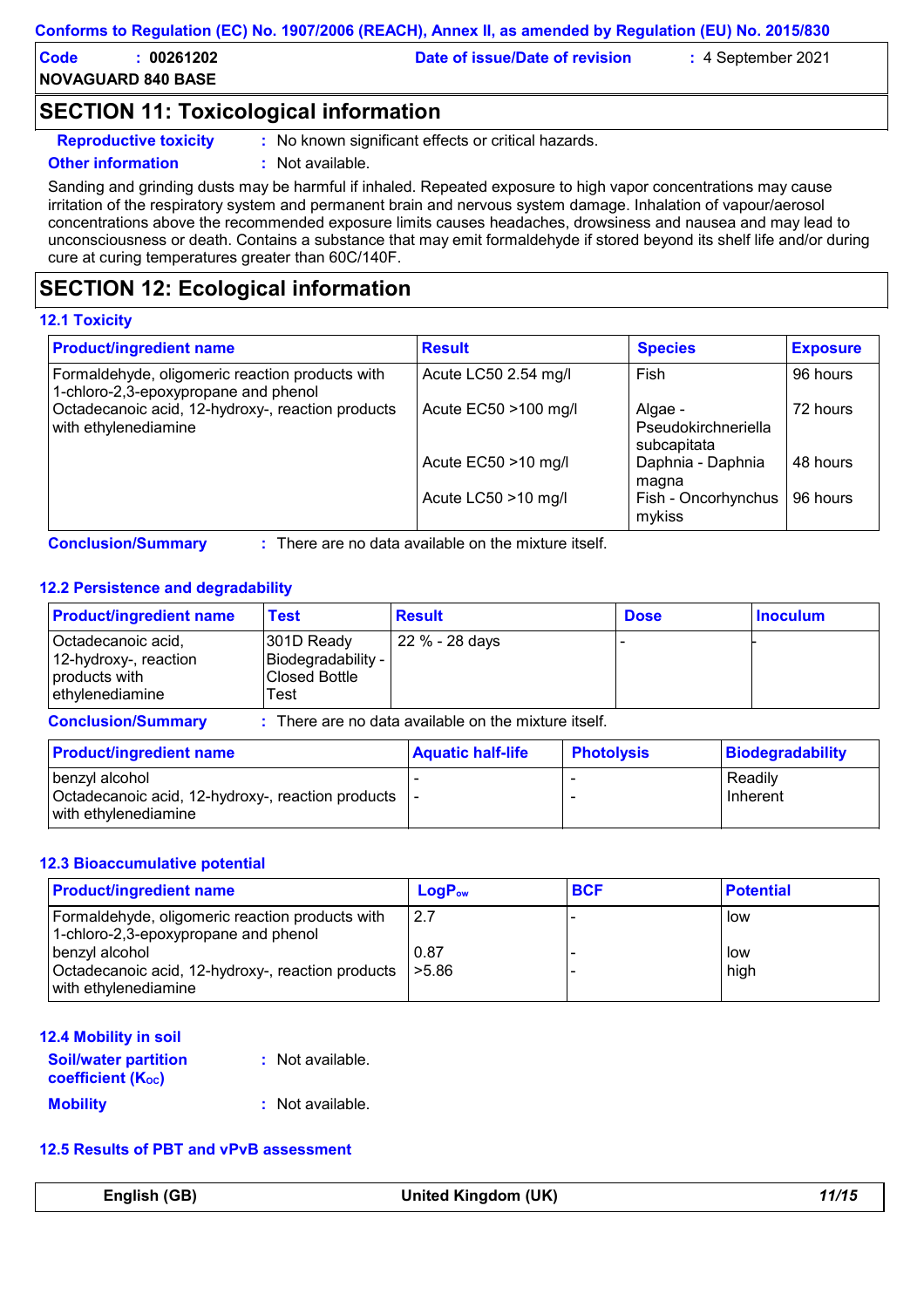## SECTION 11: Toxicological information

**Reproductive toxicity** : No known significant effects or critical hazards.

**Other information** : Not available.

Sanding and grinding dusts may be harmful if inhaled. Repeated exposure to high vapor concentrations may cause irritation of the respiratory system and permanent brain and nervous system damage. Inhalation of vapour/aerosol concentrations above the recommended exposure limits causes headaches, drowsiness and nausea and may lead to unconsciousness or death. Contains a substance that may emit formaldehyde if stored beyond its shelf life and/or during cure at curing temperatures greater than 60C/140F.

## SECTION 12: Ecological information

### 12.1 Toxicity

| Product/ingredient name | Result | Species | Exposure |
|---|---|---|---|
| Formaldehyde, oligomeric reaction products with 1-chloro-2,3-epoxypropane and phenol | Acute LC50 2.54 mg/l | Fish | 96 hours |
| Octadecanoic acid, 12-hydroxy-, reaction products with ethylenediamine | Acute EC50 >100 mg/l | Algae - Pseudokirchneriella subcapitata | 72 hours |
| | Acute EC50 >10 mg/l | Daphnia - Daphnia magna | 48 hours |
| | Acute LC50 >10 mg/l | Fish - Oncorhynchus mykiss | 96 hours |

**Conclusion/Summary** : There are no data available on the mixture itself.

### 12.2 Persistence and degradability

| Product/ingredient name | Test | Result | Dose | Inoculum |
|---|---|---|---|---|
| Octadecanoic acid, 12-hydroxy-, reaction products with ethylenediamine | 301D Ready Biodegradability - Closed Bottle Test | 22 % - 28 days | - | - |

**Conclusion/Summary** : There are no data available on the mixture itself.

| Product/ingredient name | Aquatic half-life | Photolysis | Biodegradability |
|---|---|---|---|
| benzyl alcohol | - | - | Readily |
| Octadecanoic acid, 12-hydroxy-, reaction products with ethylenediamine | - | - | Inherent |

### 12.3 Bioaccumulative potential

| Product/ingredient name | $LogP_{ow}$ | BCF | Potential |
|---|---|---|---|
| Formaldehyde, oligomeric reaction products with 1-chloro-2,3-epoxypropane and phenol | 2.7 | - | low |
| benzyl alcohol | 0.87 | - | low |
| Octadecanoic acid, 12-hydroxy-, reaction products with ethylenediamine | >5.86 | - | high |

### 12.4 Mobility in soil

**Soil/water partition coefficient ($K_{OC}$)** : Not available.

**Mobility** : Not available.

### 12.5 Results of PBT and vPvB assessment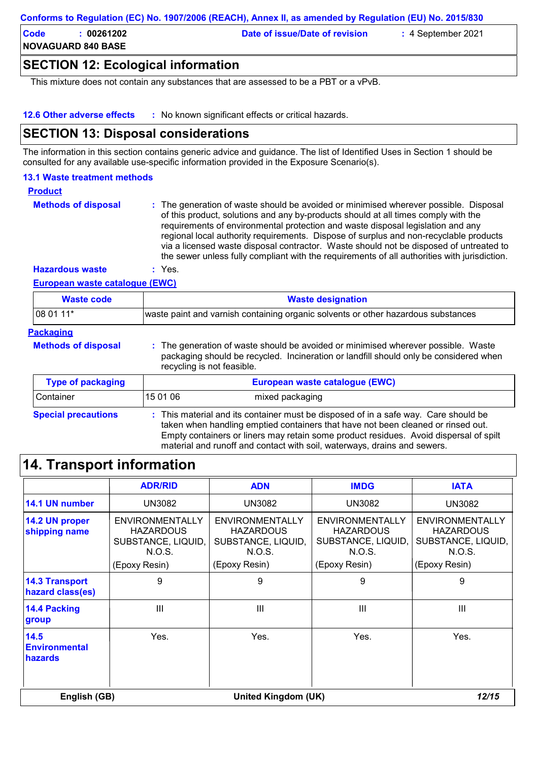## SECTION 12: Ecological information

This mixture does not contain any substances that are assessed to be a PBT or a vPvB.

**12.6 Other adverse effects** : No known significant effects or critical hazards.

## SECTION 13: Disposal considerations

The information in this section contains generic advice and guidance. The list of Identified Uses in Section 1 should be consulted for any available use-specific information provided in the Exposure Scenario(s).

### 13.1 Waste treatment methods

**Product**

**Methods of disposal** : The generation of waste should be avoided or minimised wherever possible. Disposal of this product, solutions and any by-products should at all times comply with the requirements of environmental protection and waste disposal legislation and any regional local authority requirements. Dispose of surplus and non-recyclable products via a licensed waste disposal contractor. Waste should not be disposed of untreated to the sewer unless fully compliant with the requirements of all authorities with jurisdiction.

**Hazardous waste** : Yes.

**European waste catalogue (EWC)**

| Waste code | Waste designation |
|---|---|
| 08 01 11* | waste paint and varnish containing organic solvents or other hazardous substances |

**Packaging**

**Methods of disposal** : The generation of waste should be avoided or minimised wherever possible. Waste packaging should be recycled. Incineration or landfill should only be considered when recycling is not feasible.

| Type of packaging | European waste catalogue (EWC) | |
|---|---|---|
| Container | 15 01 06 | mixed packaging |

**Special precautions** : This material and its container must be disposed of in a safe way. Care should be taken when handling emptied containers that have not been cleaned or rinsed out. Empty containers or liners may retain some product residues. Avoid dispersal of spilt material and runoff and contact with soil, waterways, drains and sewers.

## 14. Transport information

| | ADR/RID | ADN | IMDG | IATA |
|---|---|---|---|---|
| **14.1 UN number** | UN3082 | UN3082 | UN3082 | UN3082 |
| **14.2 UN proper shipping name** | ENVIRONMENTALLY HAZARDOUS SUBSTANCE, LIQUID, N.O.S. (Epoxy Resin) | ENVIRONMENTALLY HAZARDOUS SUBSTANCE, LIQUID, N.O.S. (Epoxy Resin) | ENVIRONMENTALLY HAZARDOUS SUBSTANCE, LIQUID, N.O.S. (Epoxy Resin) | ENVIRONMENTALLY HAZARDOUS SUBSTANCE, LIQUID, N.O.S. (Epoxy Resin) |
| **14.3 Transport hazard class(es)** | 9 | 9 | 9 | 9 |
| **14.4 Packing group** | III | III | III | III |
| **14.5 Environmental hazards** | Yes. | Yes. | Yes. | Yes. |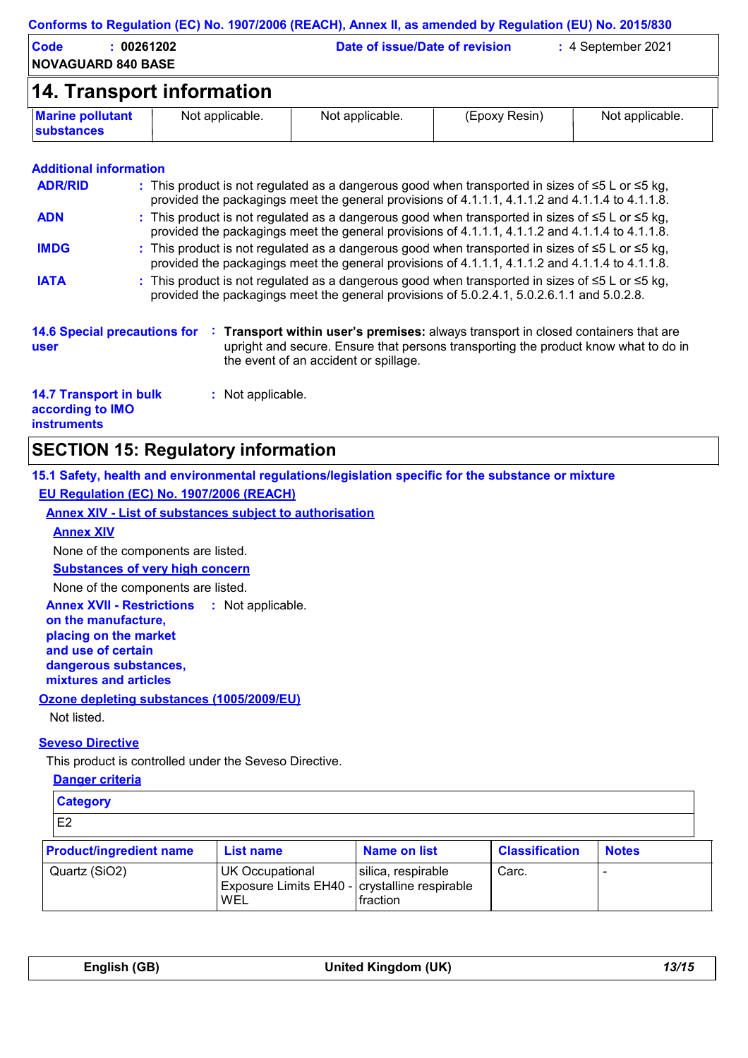## 14. Transport information

| Marine pollutant substances | Not applicable. | Not applicable. | (Epoxy Resin) | Not applicable. |
|---|---|---|---|---|

**Additional information**

**ADR/RID** : This product is not regulated as a dangerous good when transported in sizes of ≤5 L or ≤5 kg, provided the packagings meet the general provisions of 4.1.1.1, 4.1.1.2 and 4.1.1.4 to 4.1.1.8.

**ADN** : This product is not regulated as a dangerous good when transported in sizes of ≤5 L or ≤5 kg, provided the packagings meet the general provisions of 4.1.1.1, 4.1.1.2 and 4.1.1.4 to 4.1.1.8.

**IMDG** : This product is not regulated as a dangerous good when transported in sizes of ≤5 L or ≤5 kg, provided the packagings meet the general provisions of 4.1.1.1, 4.1.1.2 and 4.1.1.4 to 4.1.1.8.

**IATA** : This product is not regulated as a dangerous good when transported in sizes of ≤5 L or ≤5 kg, provided the packagings meet the general provisions of 5.0.2.4.1, 5.0.2.6.1.1 and 5.0.2.8.

**14.6 Special precautions for user** : **Transport within user's premises:** always transport in closed containers that are upright and secure. Ensure that persons transporting the product know what to do in the event of an accident or spillage.

**14.7 Transport in bulk according to IMO instruments** : Not applicable.

## SECTION 15: Regulatory information

### 15.1 Safety, health and environmental regulations/legislation specific for the substance or mixture

**EU Regulation (EC) No. 1907/2006 (REACH)**

**Annex XIV - List of substances subject to authorisation**

**Annex XIV**

None of the components are listed.

**Substances of very high concern**

None of the components are listed.

**Annex XVII - Restrictions on the manufacture, placing on the market and use of certain dangerous substances, mixtures and articles** : Not applicable.

**Ozone depleting substances (1005/2009/EU)**

Not listed.

**Seveso Directive**

This product is controlled under the Seveso Directive.

**Danger criteria**

| Category |
|---|
| E2 |

| Product/ingredient name | List name | Name on list | Classification | Notes |
|---|---|---|---|---|
| Quartz ($SiO_2$) | UK Occupational Exposure Limits EH40 - WEL | silica, respirable crystalline respirable fraction | Carc. | - |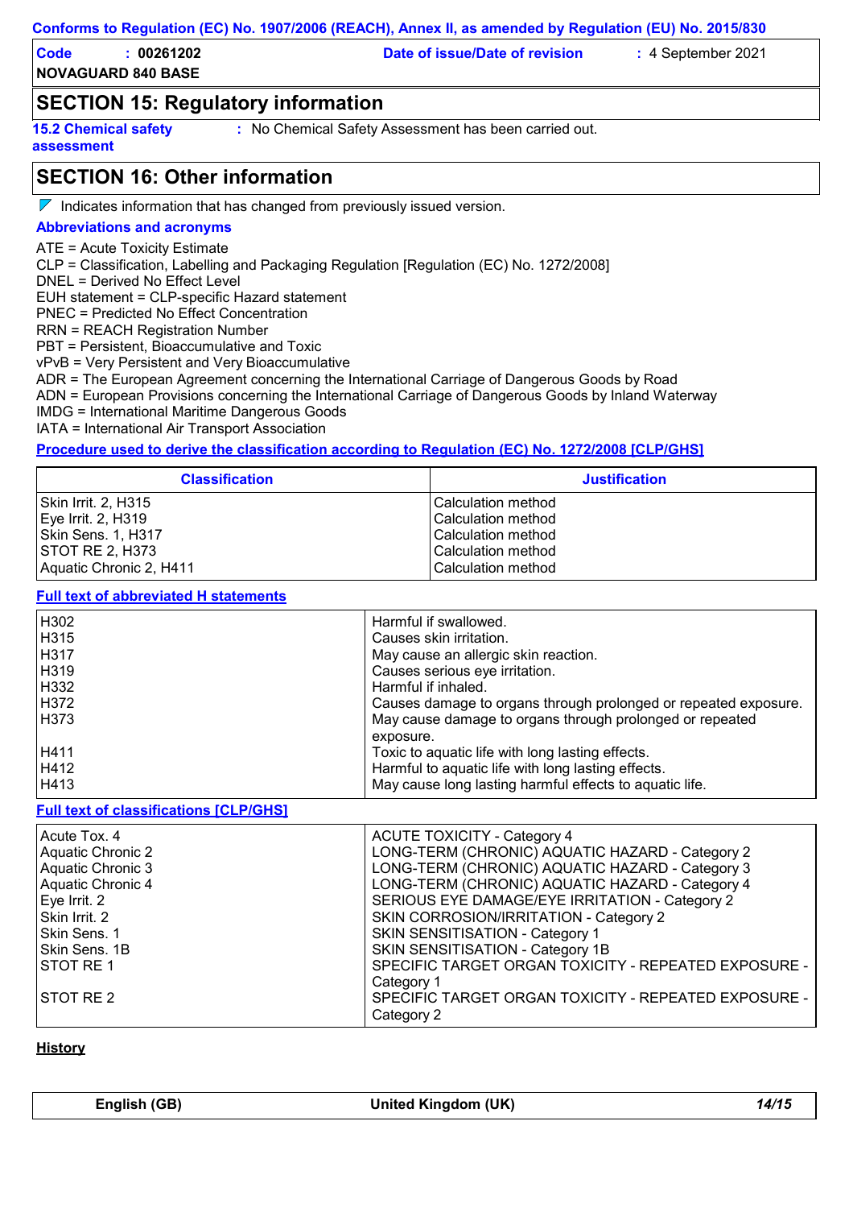## SECTION 15: Regulatory information

**15.2 Chemical safety assessment** : No Chemical Safety Assessment has been carried out.

## SECTION 16: Other information

Indicates information that has changed from previously issued version.

### Abbreviations and acronyms

ATE = Acute Toxicity Estimate
CLP = Classification, Labelling and Packaging Regulation [Regulation (EC) No. 1272/2008]
DNEL = Derived No Effect Level
EUH statement = CLP-specific Hazard statement
PNEC = Predicted No Effect Concentration
RRN = REACH Registration Number
PBT = Persistent, Bioaccumulative and Toxic
vPvB = Very Persistent and Very Bioaccumulative
ADR = The European Agreement concerning the International Carriage of Dangerous Goods by Road
ADN = European Provisions concerning the International Carriage of Dangerous Goods by Inland Waterway
IMDG = International Maritime Dangerous Goods
IATA = International Air Transport Association

### Procedure used to derive the classification according to Regulation (EC) No. 1272/2008 [CLP/GHS]

| Classification | Justification |
|---|---|
| Skin Irrit. 2, H315 | Calculation method |
| Eye Irrit. 2, H319 | Calculation method |
| Skin Sens. 1, H317 | Calculation method |
| STOT RE 2, H373 | Calculation method |
| Aquatic Chronic 2, H411 | Calculation method |

### Full text of abbreviated H statements

| | |
|---|---|
| H302 | Harmful if swallowed. |
| H315 | Causes skin irritation. |
| H317 | May cause an allergic skin reaction. |
| H319 | Causes serious eye irritation. |
| H332 | Harmful if inhaled. |
| H372 | Causes damage to organs through prolonged or repeated exposure. |
| H373 | May cause damage to organs through prolonged or repeated exposure. |
| H411 | Toxic to aquatic life with long lasting effects. |
| H412 | Harmful to aquatic life with long lasting effects. |
| H413 | May cause long lasting harmful effects to aquatic life. |

### Full text of classifications [CLP/GHS]

| | |
|---|---|
| Acute Tox. 4 | ACUTE TOXICITY - Category 4 |
| Aquatic Chronic 2 | LONG-TERM (CHRONIC) AQUATIC HAZARD - Category 2 |
| Aquatic Chronic 3 | LONG-TERM (CHRONIC) AQUATIC HAZARD - Category 3 |
| Aquatic Chronic 4 | LONG-TERM (CHRONIC) AQUATIC HAZARD - Category 4 |
| Eye Irrit. 2 | SERIOUS EYE DAMAGE/EYE IRRITATION - Category 2 |
| Skin Irrit. 2 | SKIN CORROSION/IRRITATION - Category 2 |
| Skin Sens. 1 | SKIN SENSITISATION - Category 1 |
| Skin Sens. 1B | SKIN SENSITISATION - Category 1B |
| STOT RE 1 | SPECIFIC TARGET ORGAN TOXICITY - REPEATED EXPOSURE - Category 1 |
| STOT RE 2 | SPECIFIC TARGET ORGAN TOXICITY - REPEATED EXPOSURE - Category 2 |

### History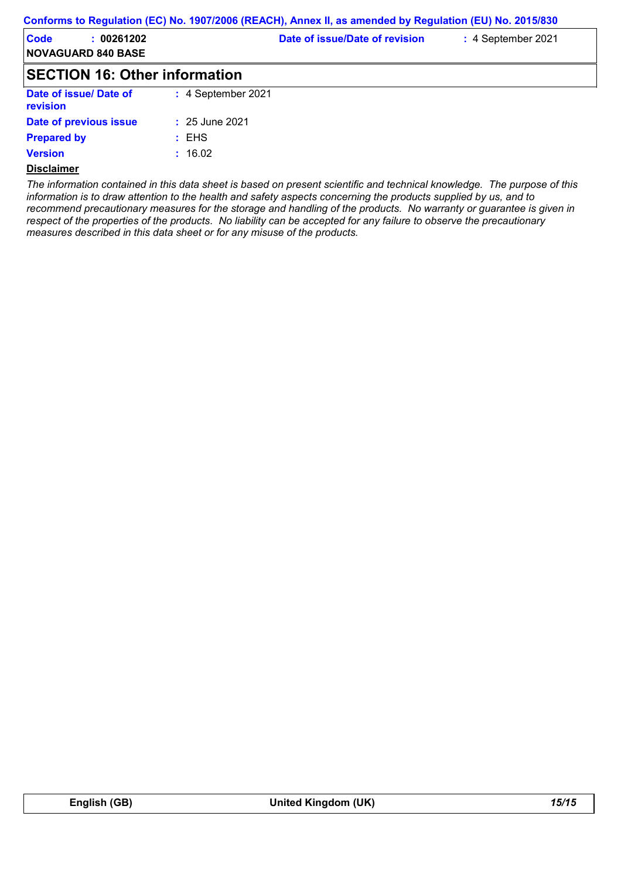## SECTION 16: Other information

| | |
|---|---|
| **Date of issue/ Date of revision** | : 4 September 2021 |
| **Date of previous issue** | : 25 June 2021 |
| **Prepared by** | : EHS |
| **Version** | : 16.02 |

**Disclaimer**

*The information contained in this data sheet is based on present scientific and technical knowledge. The purpose of this information is to draw attention to the health and safety aspects concerning the products supplied by us, and to recommend precautionary measures for the storage and handling of the products. No warranty or guarantee is given in respect of the properties of the products. No liability can be accepted for any failure to observe the precautionary measures described in this data sheet or for any misuse of the products.*